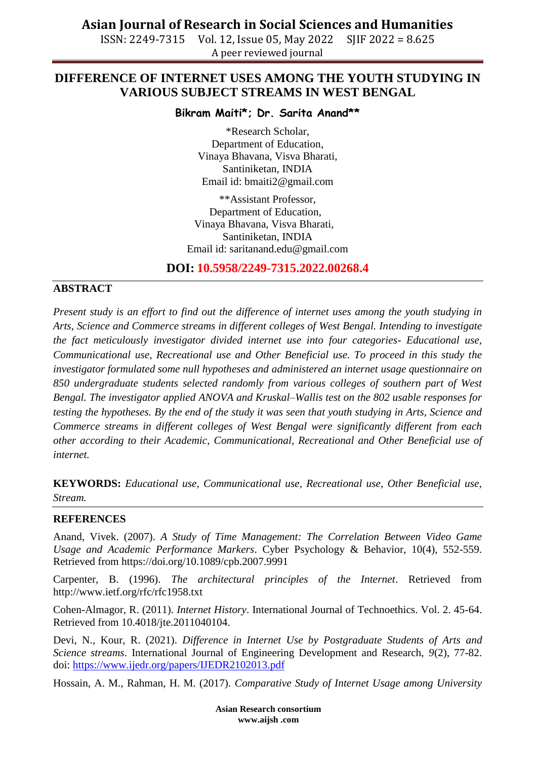# DIFFERENCE OF INTERNET USES AMONG THE YOUTH STUDYING IN VARIOUS SUBJECT STREAMS IN WEST BENGAL

**Bikram Maiti*; Dr. Sarita Anand****

*Research Scholar,
Department of Education,
Vinaya Bhavana, Visva Bharati,
Santiniketan, INDIA
Email id: bmaiti2@gmail.com

**Assistant Professor,
Department of Education,
Vinaya Bhavana, Visva Bharati,
Santiniketan, INDIA
Email id: saritanand.edu@gmail.com

**DOI: 10.5958/2249-7315.2022.00268.4**

## ABSTRACT

*Present study is an effort to find out the difference of internet uses among the youth studying in Arts, Science and Commerce streams in different colleges of West Bengal. Intending to investigate the fact meticulously investigator divided internet use into four categories- Educational use, Communicational use, Recreational use and Other Beneficial use. To proceed in this study the investigator formulated some null hypotheses and administered an internet usage questionnaire on 850 undergraduate students selected randomly from various colleges of southern part of West Bengal. The investigator applied ANOVA and Kruskal–Wallis test on the 802 usable responses for testing the hypotheses. By the end of the study it was seen that youth studying in Arts, Science and Commerce streams in different colleges of West Bengal were significantly different from each other according to their Academic, Communicational, Recreational and Other Beneficial use of internet.*

**KEYWORDS:** *Educational use, Communicational use, Recreational use, Other Beneficial use, Stream.*

## REFERENCES

Anand, Vivek. (2007). *A Study of Time Management: The Correlation Between Video Game Usage and Academic Performance Markers*. Cyber Psychology & Behavior, 10(4), 552-559. Retrieved from https://doi.org/10.1089/cpb.2007.9991

Carpenter, B. (1996). *The architectural principles of the Internet*. Retrieved from http://www.ietf.org/rfc/rfc1958.txt

Cohen-Almagor, R. (2011). *Internet History*. International Journal of Technoethics. Vol. 2. 45-64. Retrieved from 10.4018/jte.2011040104.

Devi, N., Kour, R. (2021). *Difference in Internet Use by Postgraduate Students of Arts and Science streams*. International Journal of Engineering Development and Research, *9*(2), 77-82. doi: https://www.ijedr.org/papers/IJEDR2102013.pdf

Hossain, A. M., Rahman, H. M. (2017). *Comparative Study of Internet Usage among University*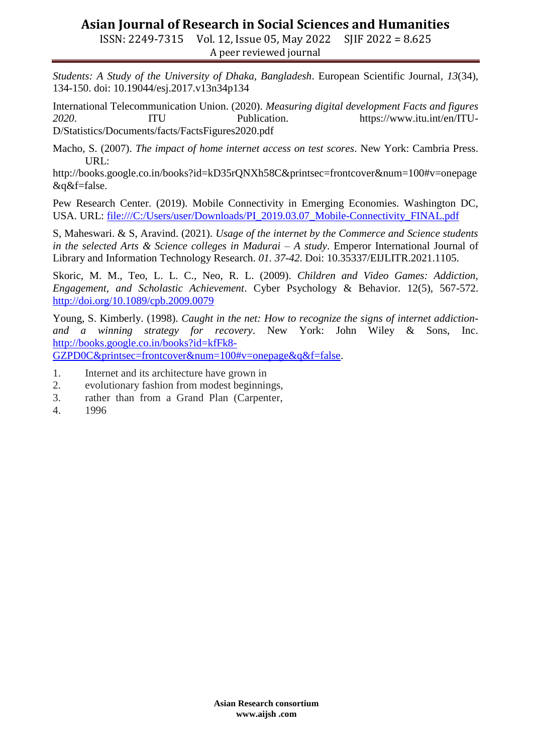*Students: A Study of the University of Dhaka, Bangladesh*. European Scientific Journal, *13*(34), 134-150. doi: 10.19044/esj.2017.v13n34p134

International Telecommunication Union. (2020). *Measuring digital development Facts and figures 2020*. ITU Publication. https://www.itu.int/en/ITU-D/Statistics/Documents/facts/FactsFigures2020.pdf

Macho, S. (2007). *The impact of home internet access on test scores*. New York: Cambria Press. URL: http://books.google.co.in/books?id=kD35rQNXh58C&printsec=frontcover&num=100#v=onepage&q&f=false.

Pew Research Center. (2019). Mobile Connectivity in Emerging Economies. Washington DC, USA. URL: file:///C:/Users/user/Downloads/PI_2019.03.07_Mobile-Connectivity_FINAL.pdf

S, Maheswari. & S, Aravind. (2021). *Usage of the internet by the Commerce and Science students in the selected Arts & Science colleges in Madurai – A study*. Emperor International Journal of Library and Information Technology Research. *01. 37-42*. Doi: 10.35337/EIJLITR.2021.1105.

Skoric, M. M., Teo, L. L. C., Neo, R. L. (2009). *Children and Video Games: Addiction, Engagement, and Scholastic Achievement*. Cyber Psychology & Behavior. 12(5), 567-572. http://doi.org/10.1089/cpb.2009.0079

Young, S. Kimberly. (1998). *Caught in the net: How to recognize the signs of internet addiction-and a winning strategy for recovery*. New York: John Wiley & Sons, Inc. http://books.google.co.in/books?id=kfFk8-GZPD0C&printsec=frontcover&num=100#v=onepage&q&f=false.

1. Internet and its architecture have grown in
2. evolutionary fashion from modest beginnings,
3. rather than from a Grand Plan (Carpenter,
4. 1996